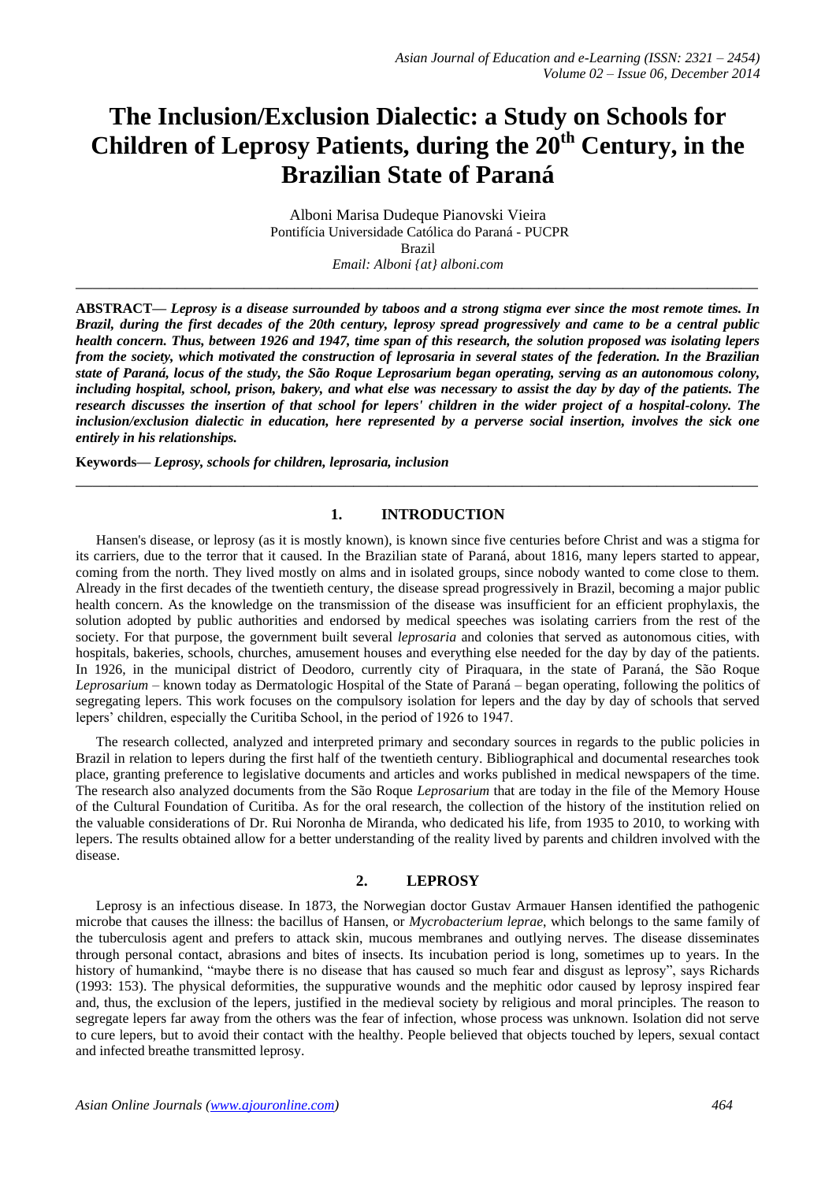# The Inclusion/Exclusion Dialectic: a Study on Schools for Children of Leprosy Patients, during the 20th Century, in the Brazilian State of Paraná

Alboni Marisa Dudeque Pianovski Vieira
Pontifícia Universidade Católica do Paraná - PUCPR
Brazil
*Email: Alboni {at} alboni.com*

---

**ABSTRACT—** ***Leprosy is a disease surrounded by taboos and a strong stigma ever since the most remote times. In Brazil, during the first decades of the 20th century, leprosy spread progressively and came to be a central public health concern. Thus, between 1926 and 1947, time span of this research, the solution proposed was isolating lepers from the society, which motivated the construction of leprosaria in several states of the federation. In the Brazilian state of Paraná, locus of the study, the São Roque Leprosarium began operating, serving as an autonomous colony, including hospital, school, prison, bakery, and what else was necessary to assist the day by day of the patients. The research discusses the insertion of that school for lepers' children in the wider project of a hospital-colony. The inclusion/exclusion dialectic in education, here represented by a perverse social insertion, involves the sick one entirely in his relationships.***

**Keywords—** ***Leprosy, schools for children, leprosaria, inclusion***

---

## 1. INTRODUCTION

Hansen's disease, or leprosy (as it is mostly known), is known since five centuries before Christ and was a stigma for its carriers, due to the terror that it caused. In the Brazilian state of Paraná, about 1816, many lepers started to appear, coming from the north. They lived mostly on alms and in isolated groups, since nobody wanted to come close to them. Already in the first decades of the twentieth century, the disease spread progressively in Brazil, becoming a major public health concern. As the knowledge on the transmission of the disease was insufficient for an efficient prophylaxis, the solution adopted by public authorities and endorsed by medical speeches was isolating carriers from the rest of the society. For that purpose, the government built several *leprosaria* and colonies that served as autonomous cities, with hospitals, bakeries, schools, churches, amusement houses and everything else needed for the day by day of the patients. In 1926, in the municipal district of Deodoro, currently city of Piraquara, in the state of Paraná, the São Roque *Leprosarium* – known today as Dermatologic Hospital of the State of Paraná – began operating, following the politics of segregating lepers. This work focuses on the compulsory isolation for lepers and the day by day of schools that served lepers' children, especially the Curitiba School, in the period of 1926 to 1947.

The research collected, analyzed and interpreted primary and secondary sources in regards to the public policies in Brazil in relation to lepers during the first half of the twentieth century. Bibliographical and documental researches took place, granting preference to legislative documents and articles and works published in medical newspapers of the time. The research also analyzed documents from the São Roque *Leprosarium* that are today in the file of the Memory House of the Cultural Foundation of Curitiba. As for the oral research, the collection of the history of the institution relied on the valuable considerations of Dr. Rui Noronha de Miranda, who dedicated his life, from 1935 to 2010, to working with lepers. The results obtained allow for a better understanding of the reality lived by parents and children involved with the disease.

## 2. LEPROSY

Leprosy is an infectious disease. In 1873, the Norwegian doctor Gustav Armauer Hansen identified the pathogenic microbe that causes the illness: the bacillus of Hansen, or *Mycrobacterium leprae*, which belongs to the same family of the tuberculosis agent and prefers to attack skin, mucous membranes and outlying nerves. The disease disseminates through personal contact, abrasions and bites of insects. Its incubation period is long, sometimes up to years. In the history of humankind, "maybe there is no disease that has caused so much fear and disgust as leprosy", says Richards (1993: 153). The physical deformities, the suppurative wounds and the mephitic odor caused by leprosy inspired fear and, thus, the exclusion of the lepers, justified in the medieval society by religious and moral principles. The reason to segregate lepers far away from the others was the fear of infection, whose process was unknown. Isolation did not serve to cure lepers, but to avoid their contact with the healthy. People believed that objects touched by lepers, sexual contact and infected breathe transmitted leprosy.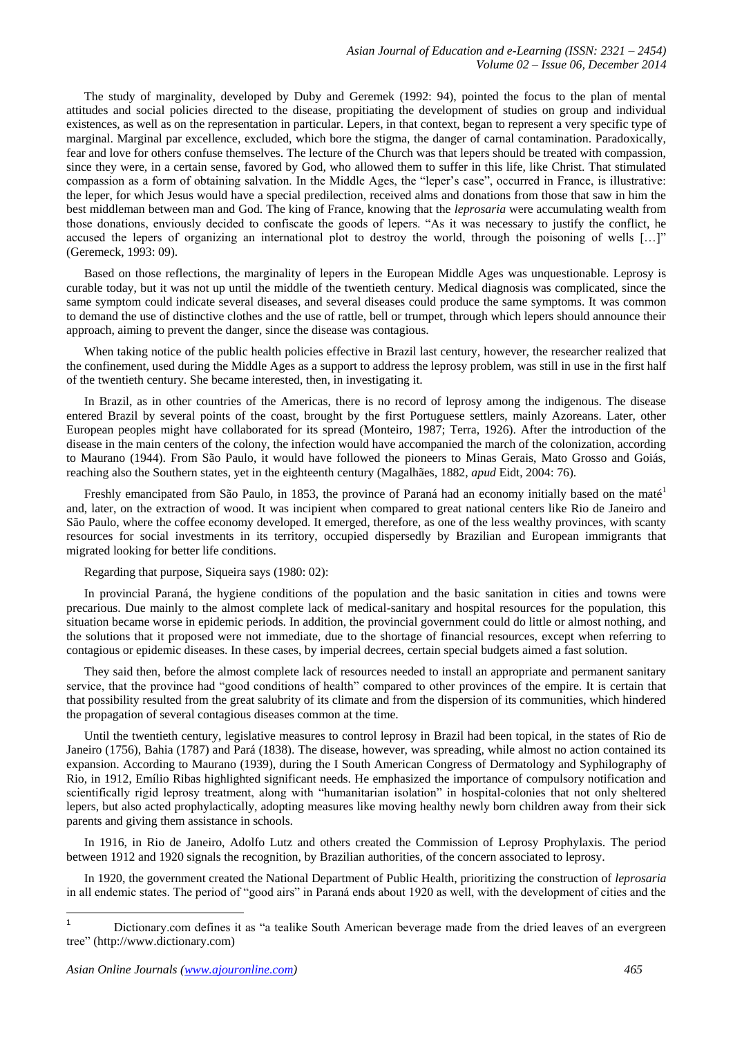The study of marginality, developed by Duby and Geremek (1992: 94), pointed the focus to the plan of mental attitudes and social policies directed to the disease, propitiating the development of studies on group and individual existences, as well as on the representation in particular. Lepers, in that context, began to represent a very specific type of marginal. Marginal par excellence, excluded, which bore the stigma, the danger of carnal contamination. Paradoxically, fear and love for others confuse themselves. The lecture of the Church was that lepers should be treated with compassion, since they were, in a certain sense, favored by God, who allowed them to suffer in this life, like Christ. That stimulated compassion as a form of obtaining salvation. In the Middle Ages, the "leper's case", occurred in France, is illustrative: the leper, for which Jesus would have a special predilection, received alms and donations from those that saw in him the best middleman between man and God. The king of France, knowing that the *leprosaria* were accumulating wealth from those donations, enviously decided to confiscate the goods of lepers. "As it was necessary to justify the conflict, he accused the lepers of organizing an international plot to destroy the world, through the poisoning of wells […]" (Geremeck, 1993: 09).

Based on those reflections, the marginality of lepers in the European Middle Ages was unquestionable. Leprosy is curable today, but it was not up until the middle of the twentieth century. Medical diagnosis was complicated, since the same symptom could indicate several diseases, and several diseases could produce the same symptoms. It was common to demand the use of distinctive clothes and the use of rattle, bell or trumpet, through which lepers should announce their approach, aiming to prevent the danger, since the disease was contagious.

When taking notice of the public health policies effective in Brazil last century, however, the researcher realized that the confinement, used during the Middle Ages as a support to address the leprosy problem, was still in use in the first half of the twentieth century. She became interested, then, in investigating it.

In Brazil, as in other countries of the Americas, there is no record of leprosy among the indigenous. The disease entered Brazil by several points of the coast, brought by the first Portuguese settlers, mainly Azoreans. Later, other European peoples might have collaborated for its spread (Monteiro, 1987; Terra, 1926). After the introduction of the disease in the main centers of the colony, the infection would have accompanied the march of the colonization, according to Maurano (1944). From São Paulo, it would have followed the pioneers to Minas Gerais, Mato Grosso and Goiás, reaching also the Southern states, yet in the eighteenth century (Magalhães, 1882, *apud* Eidt, 2004: 76).

Freshly emancipated from São Paulo, in 1853, the province of Paraná had an economy initially based on the maté[1] and, later, on the extraction of wood. It was incipient when compared to great national centers like Rio de Janeiro and São Paulo, where the coffee economy developed. It emerged, therefore, as one of the less wealthy provinces, with scanty resources for social investments in its territory, occupied dispersedly by Brazilian and European immigrants that migrated looking for better life conditions.

Regarding that purpose, Siqueira says (1980: 02):

In provincial Paraná, the hygiene conditions of the population and the basic sanitation in cities and towns were precarious. Due mainly to the almost complete lack of medical-sanitary and hospital resources for the population, this situation became worse in epidemic periods. In addition, the provincial government could do little or almost nothing, and the solutions that it proposed were not immediate, due to the shortage of financial resources, except when referring to contagious or epidemic diseases. In these cases, by imperial decrees, certain special budgets aimed a fast solution.

They said then, before the almost complete lack of resources needed to install an appropriate and permanent sanitary service, that the province had "good conditions of health" compared to other provinces of the empire. It is certain that that possibility resulted from the great salubrity of its climate and from the dispersion of its communities, which hindered the propagation of several contagious diseases common at the time.

Until the twentieth century, legislative measures to control leprosy in Brazil had been topical, in the states of Rio de Janeiro (1756), Bahia (1787) and Pará (1838). The disease, however, was spreading, while almost no action contained its expansion. According to Maurano (1939), during the I South American Congress of Dermatology and Syphilography of Rio, in 1912, Emílio Ribas highlighted significant needs. He emphasized the importance of compulsory notification and scientifically rigid leprosy treatment, along with "humanitarian isolation" in hospital-colonies that not only sheltered lepers, but also acted prophylactically, adopting measures like moving healthy newly born children away from their sick parents and giving them assistance in schools.

In 1916, in Rio de Janeiro, Adolfo Lutz and others created the Commission of Leprosy Prophylaxis. The period between 1912 and 1920 signals the recognition, by Brazilian authorities, of the concern associated to leprosy.

In 1920, the government created the National Department of Public Health, prioritizing the construction of *leprosaria* in all endemic states. The period of "good airs" in Paraná ends about 1920 as well, with the development of cities and the

---

[1] Dictionary.com defines it as "a tealike South American beverage made from the dried leaves of an evergreen tree" (http://www.dictionary.com)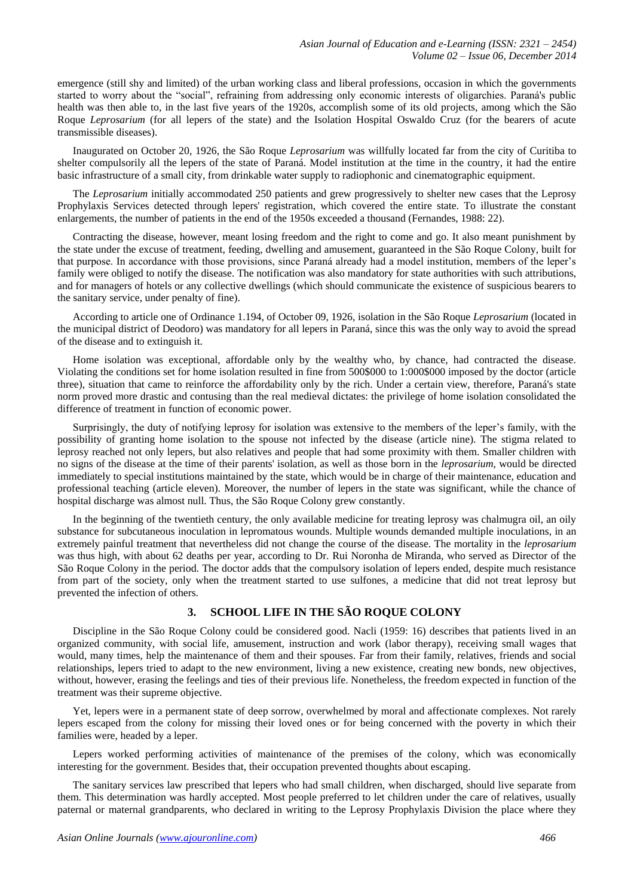emergence (still shy and limited) of the urban working class and liberal professions, occasion in which the governments started to worry about the "social", refraining from addressing only economic interests of oligarchies. Paraná's public health was then able to, in the last five years of the 1920s, accomplish some of its old projects, among which the São Roque *Leprosarium* (for all lepers of the state) and the Isolation Hospital Oswaldo Cruz (for the bearers of acute transmissible diseases).

Inaugurated on October 20, 1926, the São Roque *Leprosarium* was willfully located far from the city of Curitiba to shelter compulsorily all the lepers of the state of Paraná. Model institution at the time in the country, it had the entire basic infrastructure of a small city, from drinkable water supply to radiophonic and cinematographic equipment.

The *Leprosarium* initially accommodated 250 patients and grew progressively to shelter new cases that the Leprosy Prophylaxis Services detected through lepers' registration, which covered the entire state. To illustrate the constant enlargements, the number of patients in the end of the 1950s exceeded a thousand (Fernandes, 1988: 22).

Contracting the disease, however, meant losing freedom and the right to come and go. It also meant punishment by the state under the excuse of treatment, feeding, dwelling and amusement, guaranteed in the São Roque Colony, built for that purpose. In accordance with those provisions, since Paraná already had a model institution, members of the leper's family were obliged to notify the disease. The notification was also mandatory for state authorities with such attributions, and for managers of hotels or any collective dwellings (which should communicate the existence of suspicious bearers to the sanitary service, under penalty of fine).

According to article one of Ordinance 1.194, of October 09, 1926, isolation in the São Roque *Leprosarium* (located in the municipal district of Deodoro) was mandatory for all lepers in Paraná, since this was the only way to avoid the spread of the disease and to extinguish it.

Home isolation was exceptional, affordable only by the wealthy who, by chance, had contracted the disease. Violating the conditions set for home isolation resulted in fine from 500$000 to 1:000$000 imposed by the doctor (article three), situation that came to reinforce the affordability only by the rich. Under a certain view, therefore, Paraná's state norm proved more drastic and contusing than the real medieval dictates: the privilege of home isolation consolidated the difference of treatment in function of economic power.

Surprisingly, the duty of notifying leprosy for isolation was extensive to the members of the leper's family, with the possibility of granting home isolation to the spouse not infected by the disease (article nine). The stigma related to leprosy reached not only lepers, but also relatives and people that had some proximity with them. Smaller children with no signs of the disease at the time of their parents' isolation, as well as those born in the *leprosarium*, would be directed immediately to special institutions maintained by the state, which would be in charge of their maintenance, education and professional teaching (article eleven). Moreover, the number of lepers in the state was significant, while the chance of hospital discharge was almost null. Thus, the São Roque Colony grew constantly.

In the beginning of the twentieth century, the only available medicine for treating leprosy was chalmugra oil, an oily substance for subcutaneous inoculation in lepromatous wounds. Multiple wounds demanded multiple inoculations, in an extremely painful treatment that nevertheless did not change the course of the disease. The mortality in the *leprosarium* was thus high, with about 62 deaths per year, according to Dr. Rui Noronha de Miranda, who served as Director of the São Roque Colony in the period. The doctor adds that the compulsory isolation of lepers ended, despite much resistance from part of the society, only when the treatment started to use sulfones, a medicine that did not treat leprosy but prevented the infection of others.

## 3. SCHOOL LIFE IN THE SÃO ROQUE COLONY

Discipline in the São Roque Colony could be considered good. Nacli (1959: 16) describes that patients lived in an organized community, with social life, amusement, instruction and work (labor therapy), receiving small wages that would, many times, help the maintenance of them and their spouses. Far from their family, relatives, friends and social relationships, lepers tried to adapt to the new environment, living a new existence, creating new bonds, new objectives, without, however, erasing the feelings and ties of their previous life. Nonetheless, the freedom expected in function of the treatment was their supreme objective.

Yet, lepers were in a permanent state of deep sorrow, overwhelmed by moral and affectionate complexes. Not rarely lepers escaped from the colony for missing their loved ones or for being concerned with the poverty in which their families were, headed by a leper.

Lepers worked performing activities of maintenance of the premises of the colony, which was economically interesting for the government. Besides that, their occupation prevented thoughts about escaping.

The sanitary services law prescribed that lepers who had small children, when discharged, should live separate from them. This determination was hardly accepted. Most people preferred to let children under the care of relatives, usually paternal or maternal grandparents, who declared in writing to the Leprosy Prophylaxis Division the place where they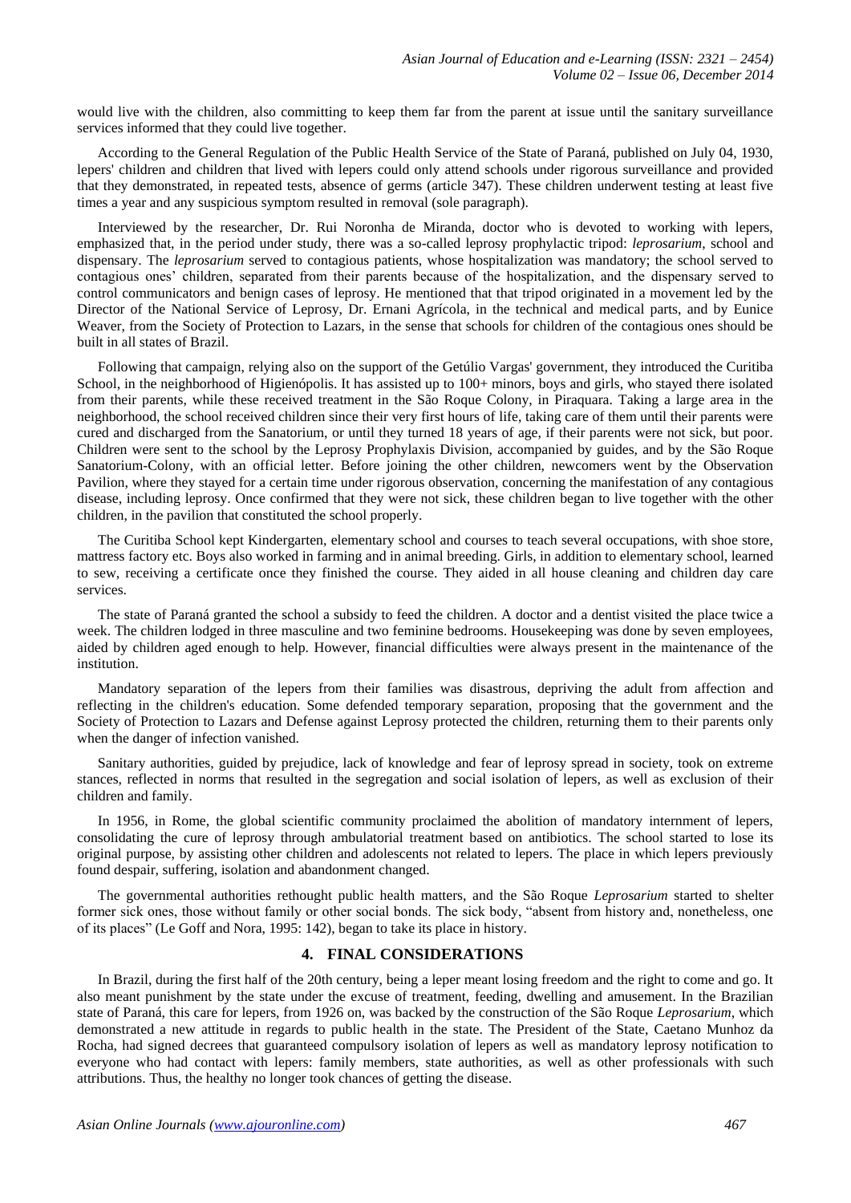would live with the children, also committing to keep them far from the parent at issue until the sanitary surveillance services informed that they could live together.

According to the General Regulation of the Public Health Service of the State of Paraná, published on July 04, 1930, lepers' children and children that lived with lepers could only attend schools under rigorous surveillance and provided that they demonstrated, in repeated tests, absence of germs (article 347). These children underwent testing at least five times a year and any suspicious symptom resulted in removal (sole paragraph).

Interviewed by the researcher, Dr. Rui Noronha de Miranda, doctor who is devoted to working with lepers, emphasized that, in the period under study, there was a so-called leprosy prophylactic tripod: *leprosarium*, school and dispensary. The *leprosarium* served to contagious patients, whose hospitalization was mandatory; the school served to contagious ones' children, separated from their parents because of the hospitalization, and the dispensary served to control communicators and benign cases of leprosy. He mentioned that that tripod originated in a movement led by the Director of the National Service of Leprosy, Dr. Ernani Agrícola, in the technical and medical parts, and by Eunice Weaver, from the Society of Protection to Lazars, in the sense that schools for children of the contagious ones should be built in all states of Brazil.

Following that campaign, relying also on the support of the Getúlio Vargas' government, they introduced the Curitiba School, in the neighborhood of Higienópolis. It has assisted up to 100+ minors, boys and girls, who stayed there isolated from their parents, while these received treatment in the São Roque Colony, in Piraquara. Taking a large area in the neighborhood, the school received children since their very first hours of life, taking care of them until their parents were cured and discharged from the Sanatorium, or until they turned 18 years of age, if their parents were not sick, but poor. Children were sent to the school by the Leprosy Prophylaxis Division, accompanied by guides, and by the São Roque Sanatorium-Colony, with an official letter. Before joining the other children, newcomers went by the Observation Pavilion, where they stayed for a certain time under rigorous observation, concerning the manifestation of any contagious disease, including leprosy. Once confirmed that they were not sick, these children began to live together with the other children, in the pavilion that constituted the school properly.

The Curitiba School kept Kindergarten, elementary school and courses to teach several occupations, with shoe store, mattress factory etc. Boys also worked in farming and in animal breeding. Girls, in addition to elementary school, learned to sew, receiving a certificate once they finished the course. They aided in all house cleaning and children day care services.

The state of Paraná granted the school a subsidy to feed the children. A doctor and a dentist visited the place twice a week. The children lodged in three masculine and two feminine bedrooms. Housekeeping was done by seven employees, aided by children aged enough to help. However, financial difficulties were always present in the maintenance of the institution.

Mandatory separation of the lepers from their families was disastrous, depriving the adult from affection and reflecting in the children's education. Some defended temporary separation, proposing that the government and the Society of Protection to Lazars and Defense against Leprosy protected the children, returning them to their parents only when the danger of infection vanished.

Sanitary authorities, guided by prejudice, lack of knowledge and fear of leprosy spread in society, took on extreme stances, reflected in norms that resulted in the segregation and social isolation of lepers, as well as exclusion of their children and family.

In 1956, in Rome, the global scientific community proclaimed the abolition of mandatory internment of lepers, consolidating the cure of leprosy through ambulatorial treatment based on antibiotics. The school started to lose its original purpose, by assisting other children and adolescents not related to lepers. The place in which lepers previously found despair, suffering, isolation and abandonment changed.

The governmental authorities rethought public health matters, and the São Roque *Leprosarium* started to shelter former sick ones, those without family or other social bonds. The sick body, "absent from history and, nonetheless, one of its places" (Le Goff and Nora, 1995: 142), began to take its place in history.

## 4. FINAL CONSIDERATIONS

In Brazil, during the first half of the 20th century, being a leper meant losing freedom and the right to come and go. It also meant punishment by the state under the excuse of treatment, feeding, dwelling and amusement. In the Brazilian state of Paraná, this care for lepers, from 1926 on, was backed by the construction of the São Roque *Leprosarium*, which demonstrated a new attitude in regards to public health in the state. The President of the State, Caetano Munhoz da Rocha, had signed decrees that guaranteed compulsory isolation of lepers as well as mandatory leprosy notification to everyone who had contact with lepers: family members, state authorities, as well as other professionals with such attributions. Thus, the healthy no longer took chances of getting the disease.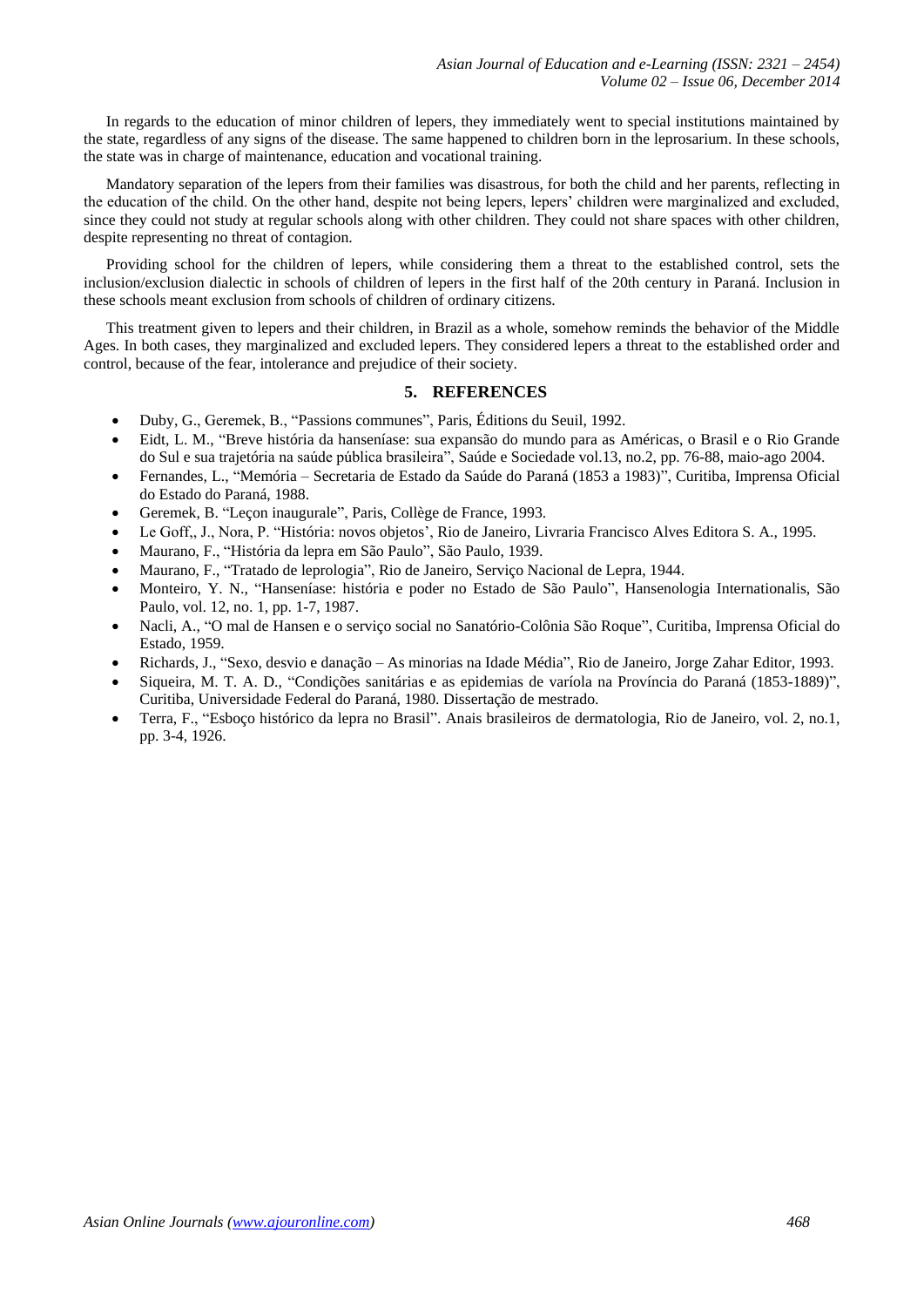In regards to the education of minor children of lepers, they immediately went to special institutions maintained by the state, regardless of any signs of the disease. The same happened to children born in the leprosarium. In these schools, the state was in charge of maintenance, education and vocational training.

Mandatory separation of the lepers from their families was disastrous, for both the child and her parents, reflecting in the education of the child. On the other hand, despite not being lepers, lepers' children were marginalized and excluded, since they could not study at regular schools along with other children. They could not share spaces with other children, despite representing no threat of contagion.

Providing school for the children of lepers, while considering them a threat to the established control, sets the inclusion/exclusion dialectic in schools of children of lepers in the first half of the 20th century in Paraná. Inclusion in these schools meant exclusion from schools of children of ordinary citizens.

This treatment given to lepers and their children, in Brazil as a whole, somehow reminds the behavior of the Middle Ages. In both cases, they marginalized and excluded lepers. They considered lepers a threat to the established order and control, because of the fear, intolerance and prejudice of their society.

## 5. REFERENCES

- Duby, G., Geremek, B., "Passions communes", Paris, Éditions du Seuil, 1992.
- Eidt, L. M., "Breve história da hanseníase: sua expansão do mundo para as Américas, o Brasil e o Rio Grande do Sul e sua trajetória na saúde pública brasileira", Saúde e Sociedade vol.13, no.2, pp. 76-88, maio-ago 2004.
- Fernandes, L., "Memória – Secretaria de Estado da Saúde do Paraná (1853 a 1983)", Curitiba, Imprensa Oficial do Estado do Paraná, 1988.
- Geremek, B. "Leçon inaugurale", Paris, Collège de France, 1993.
- Le Goff,, J., Nora, P. "História: novos objetos', Rio de Janeiro, Livraria Francisco Alves Editora S. A., 1995.
- Maurano, F., "História da lepra em São Paulo", São Paulo, 1939.
- Maurano, F., "Tratado de leprologia", Rio de Janeiro, Serviço Nacional de Lepra, 1944.
- Monteiro, Y. N., "Hanseníase: história e poder no Estado de São Paulo", Hansenologia Internationalis, São Paulo, vol. 12, no. 1, pp. 1-7, 1987.
- Nacli, A., "O mal de Hansen e o serviço social no Sanatório-Colônia São Roque", Curitiba, Imprensa Oficial do Estado, 1959.
- Richards, J., "Sexo, desvio e danação – As minorias na Idade Média", Rio de Janeiro, Jorge Zahar Editor, 1993.
- Siqueira, M. T. A. D., "Condições sanitárias e as epidemias de varíola na Província do Paraná (1853-1889)", Curitiba, Universidade Federal do Paraná, 1980. Dissertação de mestrado.
- Terra, F., "Esboço histórico da lepra no Brasil". Anais brasileiros de dermatologia, Rio de Janeiro, vol. 2, no.1, pp. 3-4, 1926.